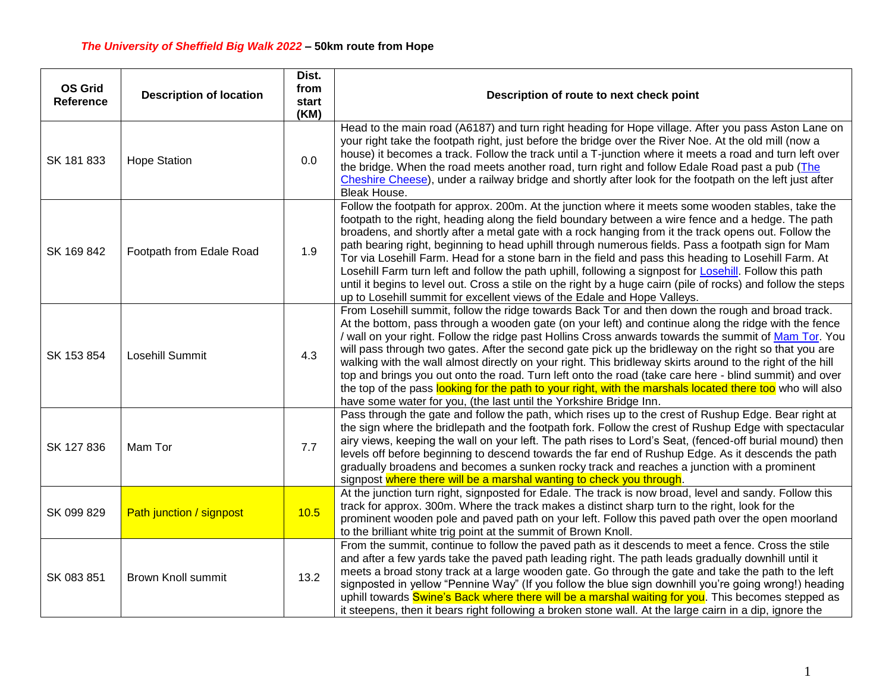**The University of Sheffield Big Walk 2022 – 50km route from Hope**

| OS Grid Reference | Description of location | Dist. from start (KM) | Description of route to next check point |
|---|---|---|---|
| SK 181 833 | Hope Station | 0.0 | Head to the main road (A6187) and turn right heading for Hope village. After you pass Aston Lane on your right take the footpath right, just before the bridge over the River Noe. At the old mill (now a house) it becomes a track. Follow the track until a T-junction where it meets a road and turn left over the bridge. When the road meets another road, turn right and follow Edale Road past a pub (The Cheshire Cheese), under a railway bridge and shortly after look for the footpath on the left just after Bleak House. |
| SK 169 842 | Footpath from Edale Road | 1.9 | Follow the footpath for approx. 200m. At the junction where it meets some wooden stables, take the footpath to the right, heading along the field boundary between a wire fence and a hedge. The path broadens, and shortly after a metal gate with a rock hanging from it the track opens out. Follow the path bearing right, beginning to head uphill through numerous fields. Pass a footpath sign for Mam Tor via Losehill Farm. Head for a stone barn in the field and pass this heading to Losehill Farm. At Losehill Farm turn left and follow the path uphill, following a signpost for Losehill. Follow this path until it begins to level out. Cross a stile on the right by a huge cairn (pile of rocks) and follow the steps up to Losehill summit for excellent views of the Edale and Hope Valleys. |
| SK 153 854 | Losehill Summit | 4.3 | From Losehill summit, follow the ridge towards Back Tor and then down the rough and broad track. At the bottom, pass through a wooden gate (on your left) and continue along the ridge with the fence / wall on your right. Follow the ridge past Hollins Cross anwards towards the summit of Mam Tor. You will pass through two gates. After the second gate pick up the bridleway on the right so that you are walking with the wall almost directly on your right. This bridleway skirts around to the right of the hill top and brings you out onto the road. Turn left onto the road (take care here - blind summit) and over the top of the pass looking for the path to your right, with the marshals located there too who will also have some water for you, (the last until the Yorkshire Bridge Inn. |
| SK 127 836 | Mam Tor | 7.7 | Pass through the gate and follow the path, which rises up to the crest of Rushup Edge. Bear right at the sign where the bridlepath and the footpath fork. Follow the crest of Rushup Edge with spectacular airy views, keeping the wall on your left. The path rises to Lord's Seat, (fenced-off burial mound) then levels off before beginning to descend towards the far end of Rushup Edge. As it descends the path gradually broadens and becomes a sunken rocky track and reaches a junction with a prominent signpost where there will be a marshal wanting to check you through. |
| SK 099 829 | Path junction / signpost | 10.5 | At the junction turn right, signposted for Edale. The track is now broad, level and sandy. Follow this track for approx. 300m. Where the track makes a distinct sharp turn to the right, look for the prominent wooden pole and paved path on your left. Follow this paved path over the open moorland to the brilliant white trig point at the summit of Brown Knoll. |
| SK 083 851 | Brown Knoll summit | 13.2 | From the summit, continue to follow the paved path as it descends to meet a fence. Cross the stile and after a few yards take the paved path leading right. The path leads gradually downhill until it meets a broad stony track at a large wooden gate. Go through the gate and take the path to the left signposted in yellow "Pennine Way" (If you follow the blue sign downhill you're going wrong!) heading uphill towards Swine's Back where there will be a marshal waiting for you. This becomes stepped as it steepens, then it bears right following a broken stone wall. At the large cairn in a dip, ignore the |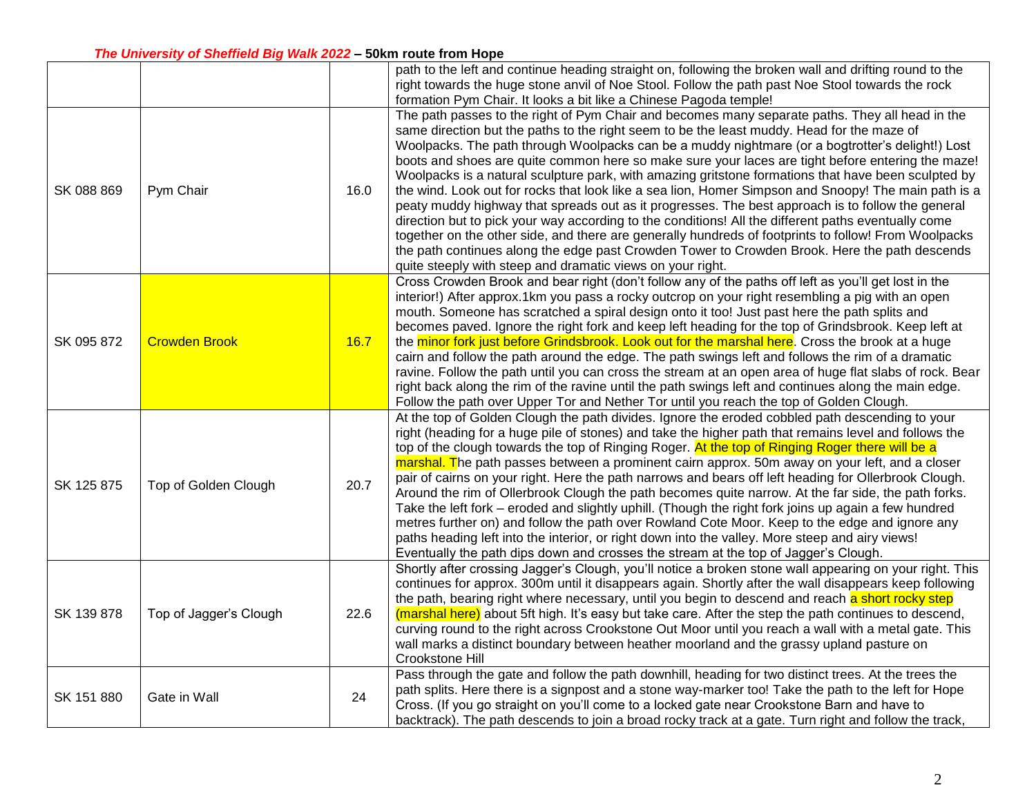| | | | |
|---|---|---|---|
| | | | path to the left and continue heading straight on, following the broken wall and drifting round to the right towards the huge stone anvil of Noe Stool. Follow the path past Noe Stool towards the rock formation Pym Chair. It looks a bit like a Chinese Pagoda temple! |
| SK 088 869 | Pym Chair | 16.0 | The path passes to the right of Pym Chair and becomes many separate paths. They all head in the same direction but the paths to the right seem to be the least muddy. Head for the maze of Woolpacks. The path through Woolpacks can be a muddy nightmare (or a bogtrotter's delight!) Lost boots and shoes are quite common here so make sure your laces are tight before entering the maze! Woolpacks is a natural sculpture park, with amazing gritstone formations that have been sculpted by the wind. Look out for rocks that look like a sea lion, Homer Simpson and Snoopy! The main path is a peaty muddy highway that spreads out as it progresses. The best approach is to follow the general direction but to pick your way according to the conditions! All the different paths eventually come together on the other side, and there are generally hundreds of footprints to follow! From Woolpacks the path continues along the edge past Crowden Tower to Crowden Brook. Here the path descends quite steeply with steep and dramatic views on your right. |
| SK 095 872 | Crowden Brook | 16.7 | Cross Crowden Brook and bear right (don't follow any of the paths off left as you'll get lost in the interior!) After approx.1km you pass a rocky outcrop on your right resembling a pig with an open mouth. Someone has scratched a spiral design onto it too! Just past here the path splits and becomes paved. Ignore the right fork and keep left heading for the top of Grindsbrook. Keep left at the minor fork just before Grindsbrook. Look out for the marshal here. Cross the brook at a huge cairn and follow the path around the edge. The path swings left and follows the rim of a dramatic ravine. Follow the path until you can cross the stream at an open area of huge flat slabs of rock. Bear right back along the rim of the ravine until the path swings left and continues along the main edge. Follow the path over Upper Tor and Nether Tor until you reach the top of Golden Clough. |
| SK 125 875 | Top of Golden Clough | 20.7 | At the top of Golden Clough the path divides. Ignore the eroded cobbled path descending to your right (heading for a huge pile of stones) and take the higher path that remains level and follows the top of the clough towards the top of Ringing Roger. At the top of Ringing Roger there will be a marshal. The path passes between a prominent cairn approx. 50m away on your left, and a closer pair of cairns on your right. Here the path narrows and bears off left heading for Ollerbrook Clough. Around the rim of Ollerbrook Clough the path becomes quite narrow. At the far side, the path forks. Take the left fork – eroded and slightly uphill. (Though the right fork joins up again a few hundred metres further on) and follow the path over Rowland Cote Moor. Keep to the edge and ignore any paths heading left into the interior, or right down into the valley. More steep and airy views! Eventually the path dips down and crosses the stream at the top of Jagger's Clough. |
| SK 139 878 | Top of Jagger's Clough | 22.6 | Shortly after crossing Jagger's Clough, you'll notice a broken stone wall appearing on your right. This continues for approx. 300m until it disappears again. Shortly after the wall disappears keep following the path, bearing right where necessary, until you begin to descend and reach a short rocky step (marshal here) about 5ft high. It's easy but take care. After the step the path continues to descend, curving round to the right across Crookstone Out Moor until you reach a wall with a metal gate. This wall marks a distinct boundary between heather moorland and the grassy upland pasture on Crookstone Hill |
| SK 151 880 | Gate in Wall | 24 | Pass through the gate and follow the path downhill, heading for two distinct trees. At the trees the path splits. Here there is a signpost and a stone way-marker too! Take the path to the left for Hope Cross. (If you go straight on you'll come to a locked gate near Crookstone Barn and have to backtrack). The path descends to join a broad rocky track at a gate. Turn right and follow the track, |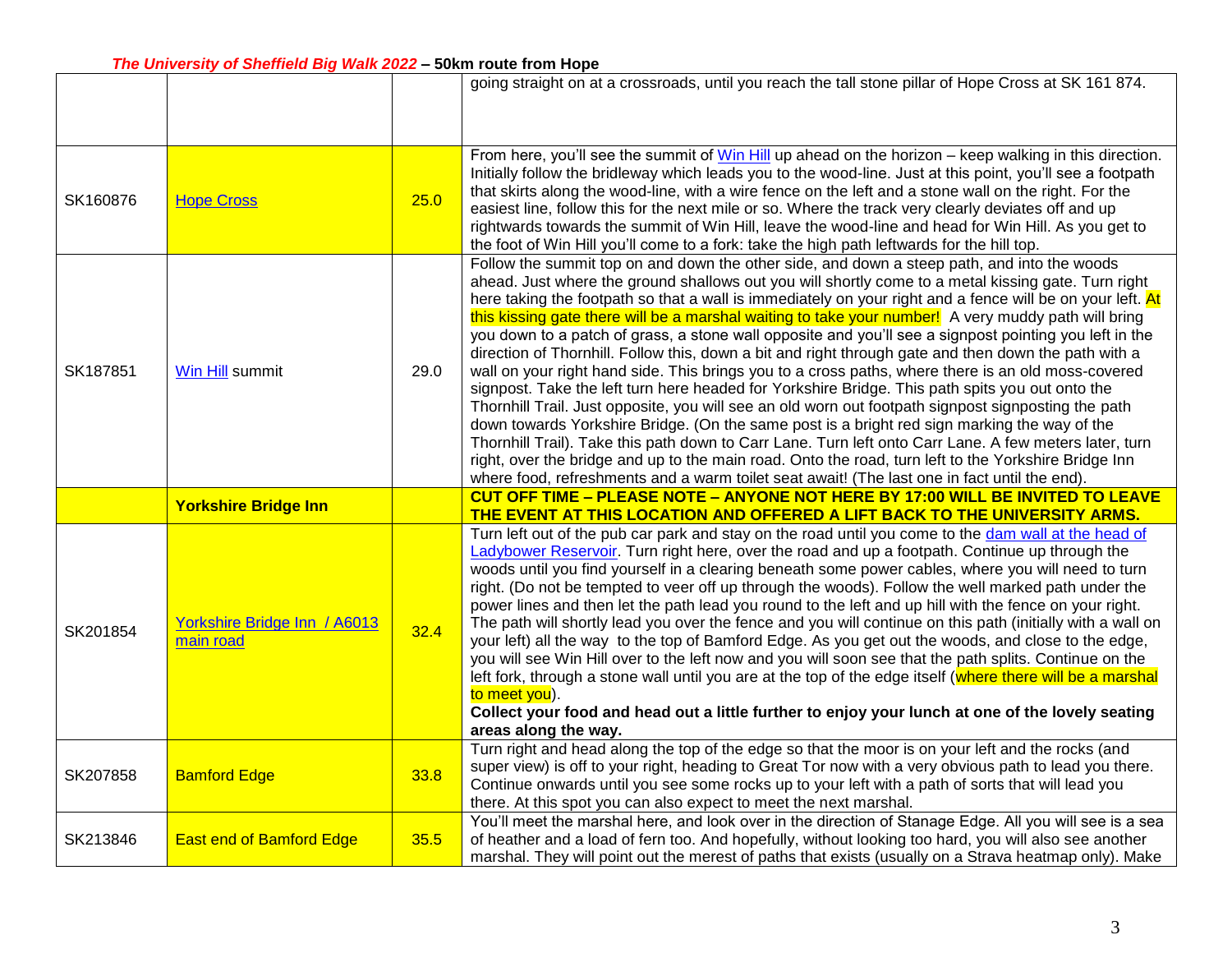| | | | |
|---|---|---|---|
| | | | going straight on at a crossroads, until you reach the tall stone pillar of Hope Cross at SK 161 874. |
| SK160876 | Hope Cross | 25.0 | From here, you'll see the summit of Win Hill up ahead on the horizon – keep walking in this direction. Initially follow the bridleway which leads you to the wood-line. Just at this point, you'll see a footpath that skirts along the wood-line, with a wire fence on the left and a stone wall on the right. For the easiest line, follow this for the next mile or so. Where the track very clearly deviates off and up rightwards towards the summit of Win Hill, leave the wood-line and head for Win Hill. As you get to the foot of Win Hill you'll come to a fork: take the high path leftwards for the hill top. |
| SK187851 | Win Hill summit | 29.0 | Follow the summit top on and down the other side, and down a steep path, and into the woods ahead. Just where the ground shallows out you will shortly come to a metal kissing gate. Turn right here taking the footpath so that a wall is immediately on your right and a fence will be on your left. At this kissing gate there will be a marshal waiting to take your number! A very muddy path will bring you down to a patch of grass, a stone wall opposite and you'll see a signpost pointing you left in the direction of Thornhill. Follow this, down a bit and right through gate and then down the path with a wall on your right hand side. This brings you to a cross paths, where there is an old moss-covered signpost. Take the left turn here headed for Yorkshire Bridge. This path spits you out onto the Thornhill Trail. Just opposite, you will see an old worn out footpath signpost signposting the path down towards Yorkshire Bridge. (On the same post is a bright red sign marking the way of the Thornhill Trail). Take this path down to Carr Lane. Turn left onto Carr Lane. A few meters later, turn right, over the bridge and up to the main road. Onto the road, turn left to the Yorkshire Bridge Inn where food, refreshments and a warm toilet seat await! (The last one in fact until the end). |
| | **Yorkshire Bridge Inn** | | **CUT OFF TIME – PLEASE NOTE – ANYONE NOT HERE BY 17:00 WILL BE INVITED TO LEAVE THE EVENT AT THIS LOCATION AND OFFERED A LIFT BACK TO THE UNIVERSITY ARMS.** |
| SK201854 | Yorkshire Bridge Inn / A6013 main road | 32.4 | Turn left out of the pub car park and stay on the road until you come to the dam wall at the head of Ladybower Reservoir. Turn right here, over the road and up a footpath. Continue up through the woods until you find yourself in a clearing beneath some power cables, where you will need to turn right. (Do not be tempted to veer off up through the woods). Follow the well marked path under the power lines and then let the path lead you round to the left and up hill with the fence on your right. The path will shortly lead you over the fence and you will continue on this path (initially with a wall on your left) all the way to the top of Bamford Edge. As you get out the woods, and close to the edge, you will see Win Hill over to the left now and you will soon see that the path splits. Continue on the left fork, through a stone wall until you are at the top of the edge itself (where there will be a marshal to meet you). **Collect your food and head out a little further to enjoy your lunch at one of the lovely seating areas along the way.** |
| SK207858 | Bamford Edge | 33.8 | Turn right and head along the top of the edge so that the moor is on your left and the rocks (and super view) is off to your right, heading to Great Tor now with a very obvious path to lead you there. Continue onwards until you see some rocks up to your left with a path of sorts that will lead you there. At this spot you can also expect to meet the next marshal. |
| SK213846 | East end of Bamford Edge | 35.5 | You'll meet the marshal here, and look over in the direction of Stanage Edge. All you will see is a sea of heather and a load of fern too. And hopefully, without looking too hard, you will also see another marshal. They will point out the merest of paths that exists (usually on a Strava heatmap only). Make |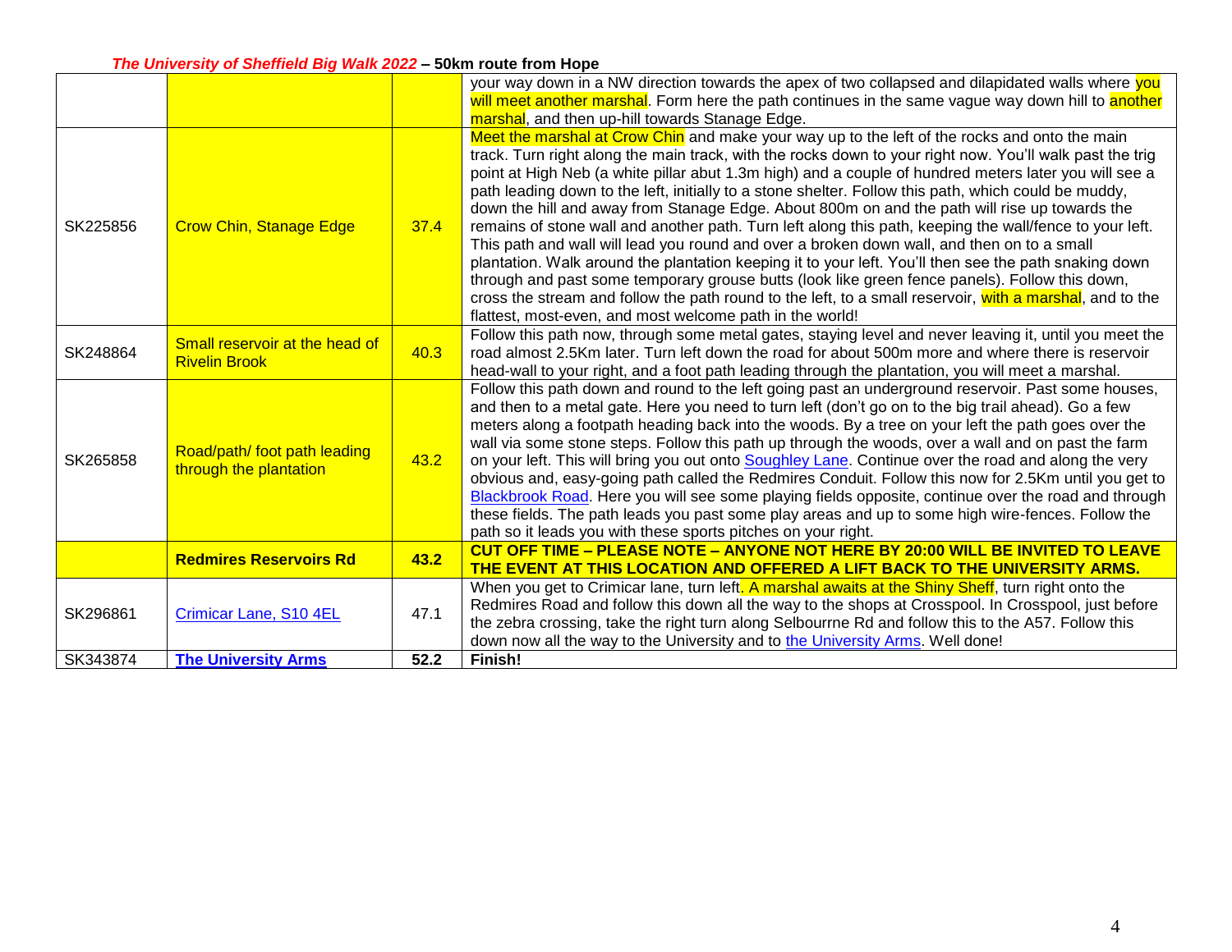*The University of Sheffield Big Walk 2022* **– 50km route from Hope**

| | | | |
|---|---|---|---|
| | | | your way down in a NW direction towards the apex of two collapsed and dilapidated walls where you will meet another marshal. Form here the path continues in the same vague way down hill to another marshal, and then up-hill towards Stanage Edge. |
| SK225856 | Crow Chin, Stanage Edge | 37.4 | Meet the marshal at Crow Chin and make your way up to the left of the rocks and onto the main track. Turn right along the main track, with the rocks down to your right now. You'll walk past the trig point at High Neb (a white pillar abut 1.3m high) and a couple of hundred meters later you will see a path leading down to the left, initially to a stone shelter. Follow this path, which could be muddy, down the hill and away from Stanage Edge. About 800m on and the path will rise up towards the remains of stone wall and another path. Turn left along this path, keeping the wall/fence to your left. This path and wall will lead you round and over a broken down wall, and then on to a small plantation. Walk around the plantation keeping it to your left. You'll then see the path snaking down through and past some temporary grouse butts (look like green fence panels). Follow this down, cross the stream and follow the path round to the left, to a small reservoir, with a marshal, and to the flattest, most-even, and most welcome path in the world! |
| SK248864 | Small reservoir at the head of Rivelin Brook | 40.3 | Follow this path now, through some metal gates, staying level and never leaving it, until you meet the road almost 2.5Km later. Turn left down the road for about 500m more and where there is reservoir head-wall to your right, and a foot path leading through the plantation, you will meet a marshal. |
| SK265858 | Road/path/ foot path leading through the plantation | 43.2 | Follow this path down and round to the left going past an underground reservoir. Past some houses, and then to a metal gate. Here you need to turn left (don't go on to the big trail ahead). Go a few meters along a footpath heading back into the woods. By a tree on your left the path goes over the wall via some stone steps. Follow this path up through the woods, over a wall and on past the farm on your left. This will bring you out onto Soughley Lane. Continue over the road and along the very obvious and, easy-going path called the Redmires Conduit. Follow this now for 2.5Km until you get to Blackbrook Road. Here you will see some playing fields opposite, continue over the road and through these fields. The path leads you past some play areas and up to some high wire-fences. Follow the path so it leads you with these sports pitches on your right. |
| | **Redmires Reservoirs Rd** | **43.2** | **CUT OFF TIME – PLEASE NOTE – ANYONE NOT HERE BY 20:00 WILL BE INVITED TO LEAVE THE EVENT AT THIS LOCATION AND OFFERED A LIFT BACK TO THE UNIVERSITY ARMS.** |
| SK296861 | Crimicar Lane, S10 4EL | 47.1 | When you get to Crimicar lane, turn left. A marshal awaits at the Shiny Sheff, turn right onto the Redmires Road and follow this down all the way to the shops at Crosspool. In Crosspool, just before the zebra crossing, take the right turn along Selbourrne Rd and follow this to the A57. Follow this down now all the way to the University and to the University Arms. Well done! |
| SK343874 | **The University Arms** | **52.2** | **Finish!** |